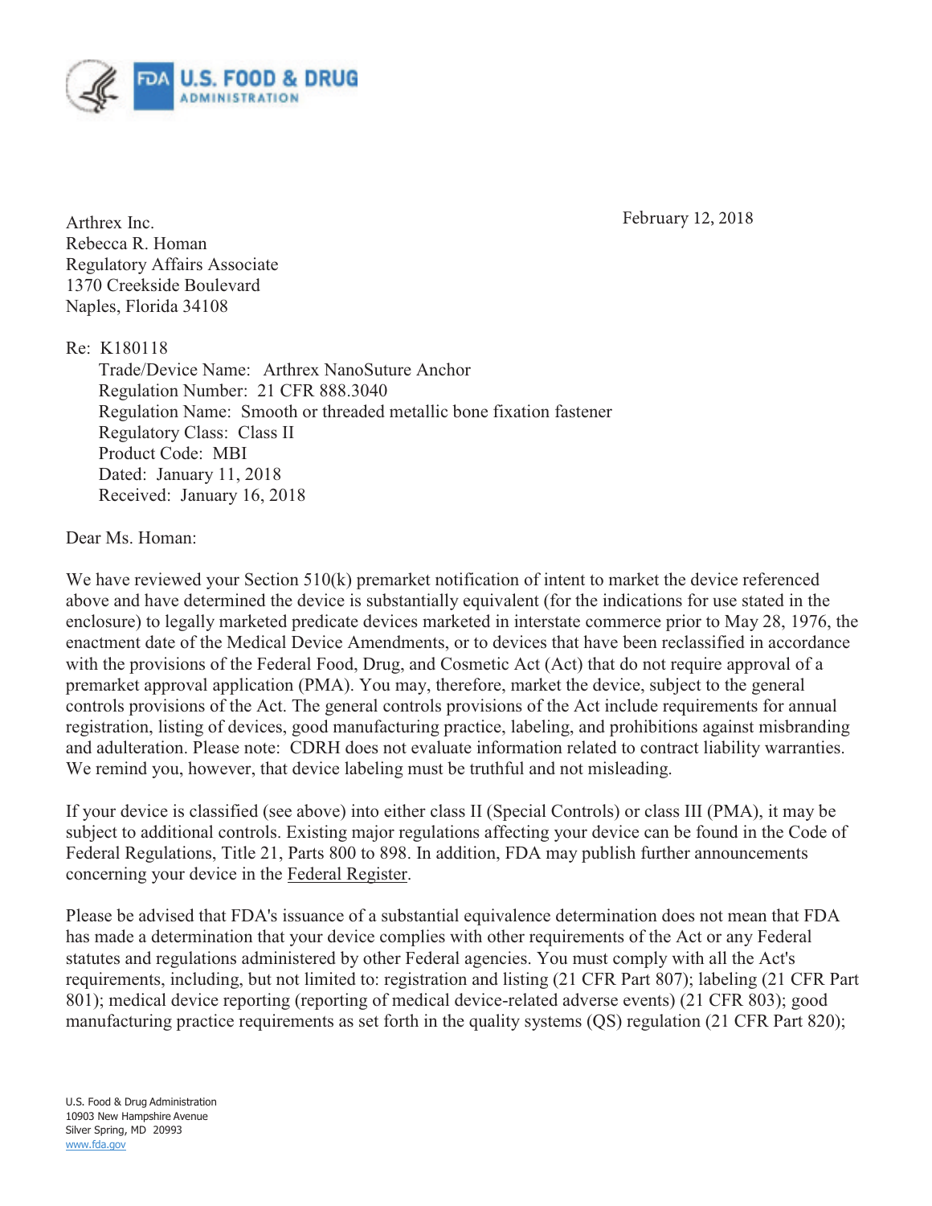U.S. FOOD & DRUG ADMINISTRATION

February 12, 2018

Arthrex Inc.
Rebecca R. Homan
Regulatory Affairs Associate
1370 Creekside Boulevard
Naples, Florida 34108

Re: K180118
Trade/Device Name: Arthrex NanoSuture Anchor
Regulation Number: 21 CFR 888.3040
Regulation Name: Smooth or threaded metallic bone fixation fastener
Regulatory Class: Class II
Product Code: MBI
Dated: January 11, 2018
Received: January 16, 2018

Dear Ms. Homan:

We have reviewed your Section 510(k) premarket notification of intent to market the device referenced above and have determined the device is substantially equivalent (for the indications for use stated in the enclosure) to legally marketed predicate devices marketed in interstate commerce prior to May 28, 1976, the enactment date of the Medical Device Amendments, or to devices that have been reclassified in accordance with the provisions of the Federal Food, Drug, and Cosmetic Act (Act) that do not require approval of a premarket approval application (PMA). You may, therefore, market the device, subject to the general controls provisions of the Act. The general controls provisions of the Act include requirements for annual registration, listing of devices, good manufacturing practice, labeling, and prohibitions against misbranding and adulteration. Please note: CDRH does not evaluate information related to contract liability warranties. We remind you, however, that device labeling must be truthful and not misleading.

If your device is classified (see above) into either class II (Special Controls) or class III (PMA), it may be subject to additional controls. Existing major regulations affecting your device can be found in the Code of Federal Regulations, Title 21, Parts 800 to 898. In addition, FDA may publish further announcements concerning your device in the Federal Register.

Please be advised that FDA's issuance of a substantial equivalence determination does not mean that FDA has made a determination that your device complies with other requirements of the Act or any Federal statutes and regulations administered by other Federal agencies. You must comply with all the Act's requirements, including, but not limited to: registration and listing (21 CFR Part 807); labeling (21 CFR Part 801); medical device reporting (reporting of medical device-related adverse events) (21 CFR 803); good manufacturing practice requirements as set forth in the quality systems (QS) regulation (21 CFR Part 820);

U.S. Food & Drug Administration
10903 New Hampshire Avenue
Silver Spring, MD 20993
www.fda.gov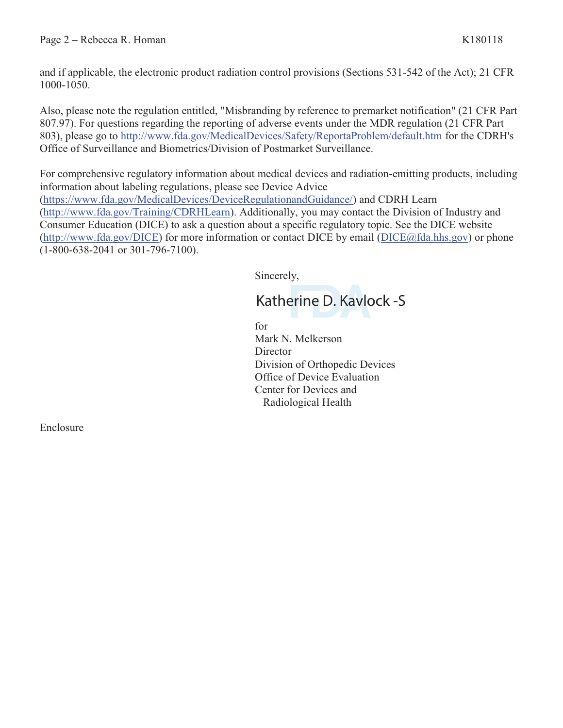and if applicable, the electronic product radiation control provisions (Sections 531-542 of the Act); 21 CFR 1000-1050.

Also, please note the regulation entitled, "Misbranding by reference to premarket notification" (21 CFR Part 807.97). For questions regarding the reporting of adverse events under the MDR regulation (21 CFR Part 803), please go to http://www.fda.gov/MedicalDevices/Safety/ReportaProblem/default.htm for the CDRH's Office of Surveillance and Biometrics/Division of Postmarket Surveillance.

For comprehensive regulatory information about medical devices and radiation-emitting products, including information about labeling regulations, please see Device Advice (https://www.fda.gov/MedicalDevices/DeviceRegulationandGuidance/) and CDRH Learn (http://www.fda.gov/Training/CDRHLearn). Additionally, you may contact the Division of Industry and Consumer Education (DICE) to ask a question about a specific regulatory topic. See the DICE website (http://www.fda.gov/DICE) for more information or contact DICE by email (DICE@fda.hhs.gov) or phone (1-800-638-2041 or 301-796-7100).

Sincerely,

Katherine D. Kavlock -S

for
Mark N. Melkerson
Director
Division of Orthopedic Devices
Office of Device Evaluation
Center for Devices and
Radiological Health

Enclosure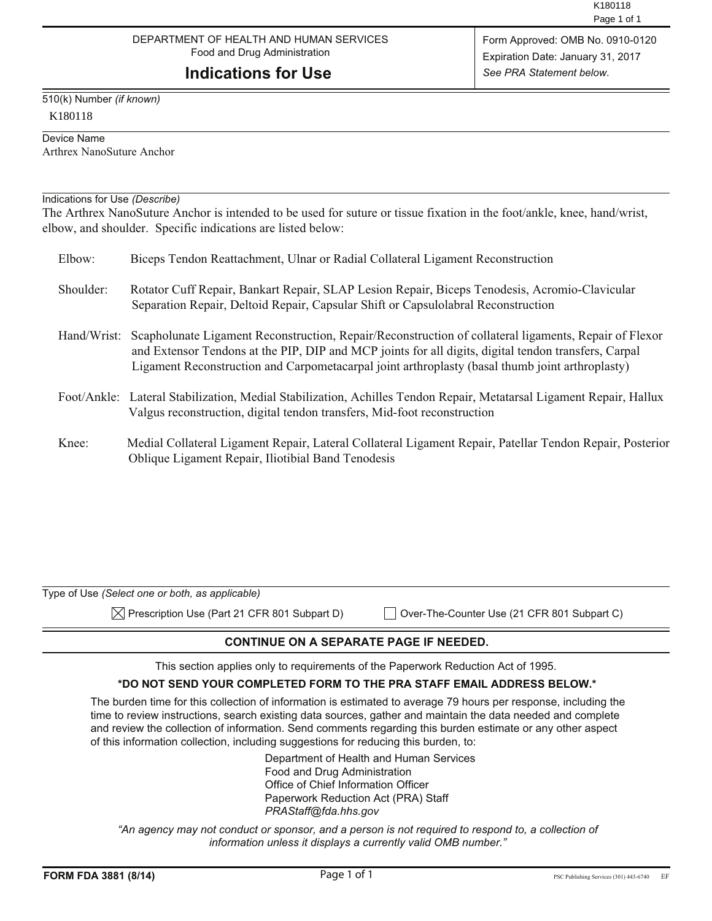DEPARTMENT OF HEALTH AND HUMAN SERVICES
Food and Drug Administration

# Indications for Use

Form Approved: OMB No. 0910-0120
Expiration Date: January 31, 2017
*See PRA Statement below.*

510(k) Number *(if known)*
K180118

Device Name
Arthrex NanoSuture Anchor

Indications for Use *(Describe)*
The Arthrex NanoSuture Anchor is intended to be used for suture or tissue fixation in the foot/ankle, knee, hand/wrist, elbow, and shoulder. Specific indications are listed below:

Elbow: Biceps Tendon Reattachment, Ulnar or Radial Collateral Ligament Reconstruction

Shoulder: Rotator Cuff Repair, Bankart Repair, SLAP Lesion Repair, Biceps Tenodesis, Acromio-Clavicular Separation Repair, Deltoid Repair, Capsular Shift or Capsulolabral Reconstruction

Hand/Wrist: Scapholunate Ligament Reconstruction, Repair/Reconstruction of collateral ligaments, Repair of Flexor and Extensor Tendons at the PIP, DIP and MCP joints for all digits, digital tendon transfers, Carpal Ligament Reconstruction and Carpometacarpal joint arthroplasty (basal thumb joint arthroplasty)

Foot/Ankle: Lateral Stabilization, Medial Stabilization, Achilles Tendon Repair, Metatarsal Ligament Repair, Hallux Valgus reconstruction, digital tendon transfers, Mid-foot reconstruction

Knee: Medial Collateral Ligament Repair, Lateral Collateral Ligament Repair, Patellar Tendon Repair, Posterior Oblique Ligament Repair, Iliotibial Band Tenodesis

Type of Use *(Select one or both, as applicable)*

☒ Prescription Use (Part 21 CFR 801 Subpart D) ☐ Over-The-Counter Use (21 CFR 801 Subpart C)

**CONTINUE ON A SEPARATE PAGE IF NEEDED.**

This section applies only to requirements of the Paperwork Reduction Act of 1995.

***DO NOT SEND YOUR COMPLETED FORM TO THE PRA STAFF EMAIL ADDRESS BELOW.***

The burden time for this collection of information is estimated to average 79 hours per response, including the time to review instructions, search existing data sources, gather and maintain the data needed and complete and review the collection of information. Send comments regarding this burden estimate or any other aspect of this information collection, including suggestions for reducing this burden, to:

Department of Health and Human Services
Food and Drug Administration
Office of Chief Information Officer
Paperwork Reduction Act (PRA) Staff
*PRAStaff@fda.hhs.gov*

*"An agency may not conduct or sponsor, and a person is not required to respond to, a collection of information unless it displays a currently valid OMB number."*

FORM FDA 3881 (8/14)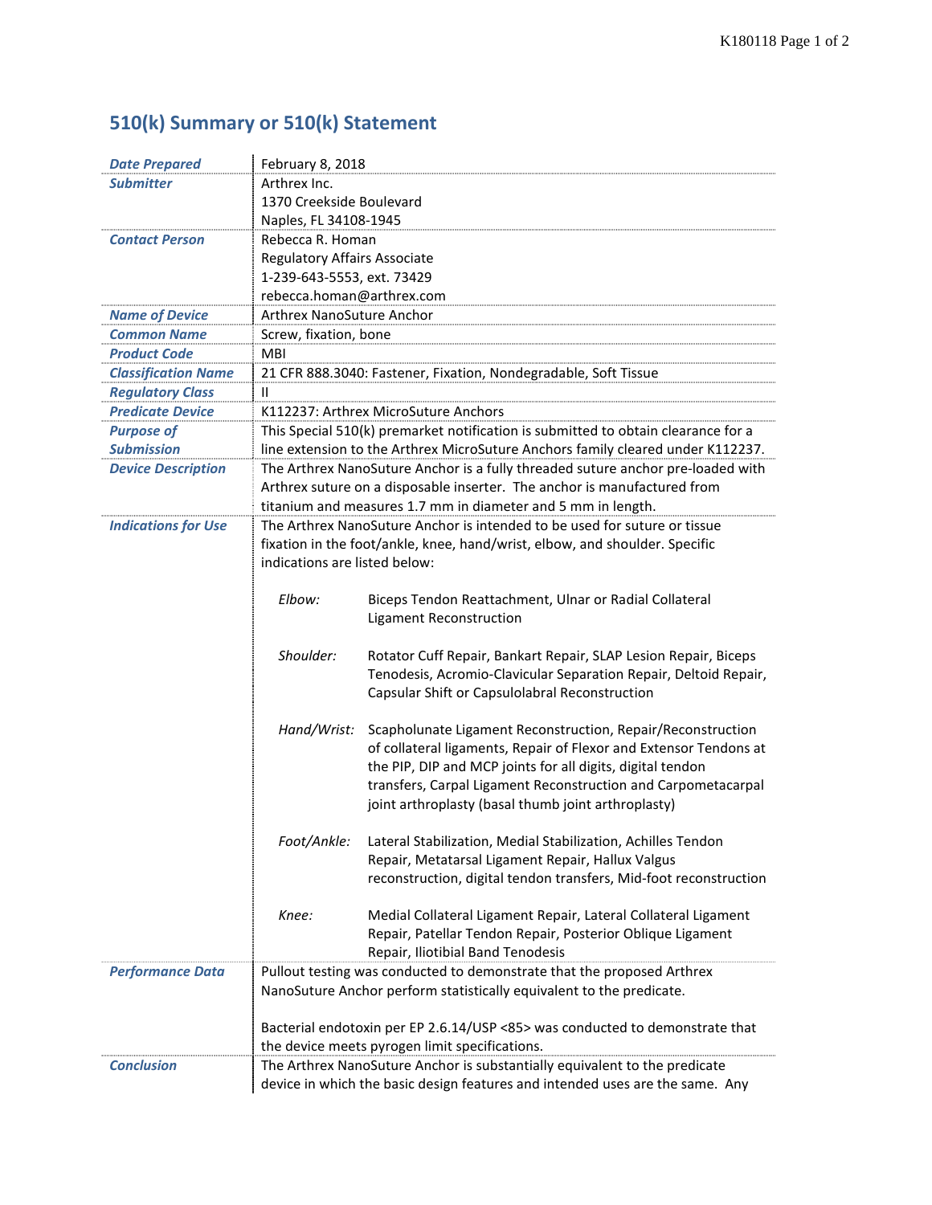# 510(k) Summary or 510(k) Statement

| | |
|---|---|
| ***Date Prepared*** | February 8, 2018 |
| ***Submitter*** | Arthrex Inc.<br>1370 Creekside Boulevard<br>Naples, FL 34108-1945 |
| ***Contact Person*** | Rebecca R. Homan<br>Regulatory Affairs Associate<br>1-239-643-5553, ext. 73429<br>rebecca.homan@arthrex.com |
| ***Name of Device*** | Arthrex NanoSuture Anchor |
| ***Common Name*** | Screw, fixation, bone |
| ***Product Code*** | MBI |
| ***Classification Name*** | 21 CFR 888.3040: Fastener, Fixation, Nondegradable, Soft Tissue |
| ***Regulatory Class*** | II |
| ***Predicate Device*** | K112237: Arthrex MicroSuture Anchors |
| ***Purpose of Submission*** | This Special 510(k) premarket notification is submitted to obtain clearance for a line extension to the Arthrex MicroSuture Anchors family cleared under K112237. |
| ***Device Description*** | The Arthrex NanoSuture Anchor is a fully threaded suture anchor pre-loaded with Arthrex suture on a disposable inserter. The anchor is manufactured from titanium and measures 1.7 mm in diameter and 5 mm in length. |
| ***Indications for Use*** | The Arthrex NanoSuture Anchor is intended to be used for suture or tissue fixation in the foot/ankle, knee, hand/wrist, elbow, and shoulder. Specific indications are listed below:<br><br>*Elbow:* Biceps Tendon Reattachment, Ulnar or Radial Collateral Ligament Reconstruction<br><br>*Shoulder:* Rotator Cuff Repair, Bankart Repair, SLAP Lesion Repair, Biceps Tenodesis, Acromio-Clavicular Separation Repair, Deltoid Repair, Capsular Shift or Capsulolabral Reconstruction<br><br>*Hand/Wrist:* Scapholunate Ligament Reconstruction, Repair/Reconstruction of collateral ligaments, Repair of Flexor and Extensor Tendons at the PIP, DIP and MCP joints for all digits, digital tendon transfers, Carpal Ligament Reconstruction and Carpometacarpal joint arthroplasty (basal thumb joint arthroplasty)<br><br>*Foot/Ankle:* Lateral Stabilization, Medial Stabilization, Achilles Tendon Repair, Metatarsal Ligament Repair, Hallux Valgus reconstruction, digital tendon transfers, Mid-foot reconstruction<br><br>*Knee:* Medial Collateral Ligament Repair, Lateral Collateral Ligament Repair, Patellar Tendon Repair, Posterior Oblique Ligament Repair, Iliotibial Band Tenodesis |
| ***Performance Data*** | Pullout testing was conducted to demonstrate that the proposed Arthrex NanoSuture Anchor perform statistically equivalent to the predicate.<br><br>Bacterial endotoxin per EP 2.6.14/USP <85> was conducted to demonstrate that the device meets pyrogen limit specifications. |
| ***Conclusion*** | The Arthrex NanoSuture Anchor is substantially equivalent to the predicate device in which the basic design features and intended uses are the same. Any |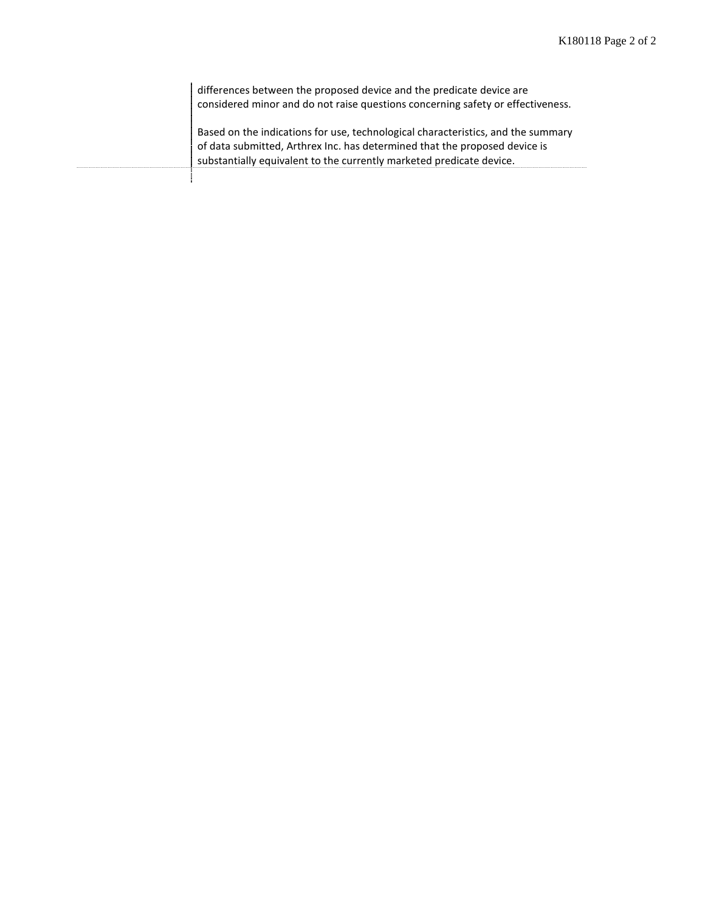differences between the proposed device and the predicate device are considered minor and do not raise questions concerning safety or effectiveness.

Based on the indications for use, technological characteristics, and the summary of data submitted, Arthrex Inc. has determined that the proposed device is substantially equivalent to the currently marketed predicate device.